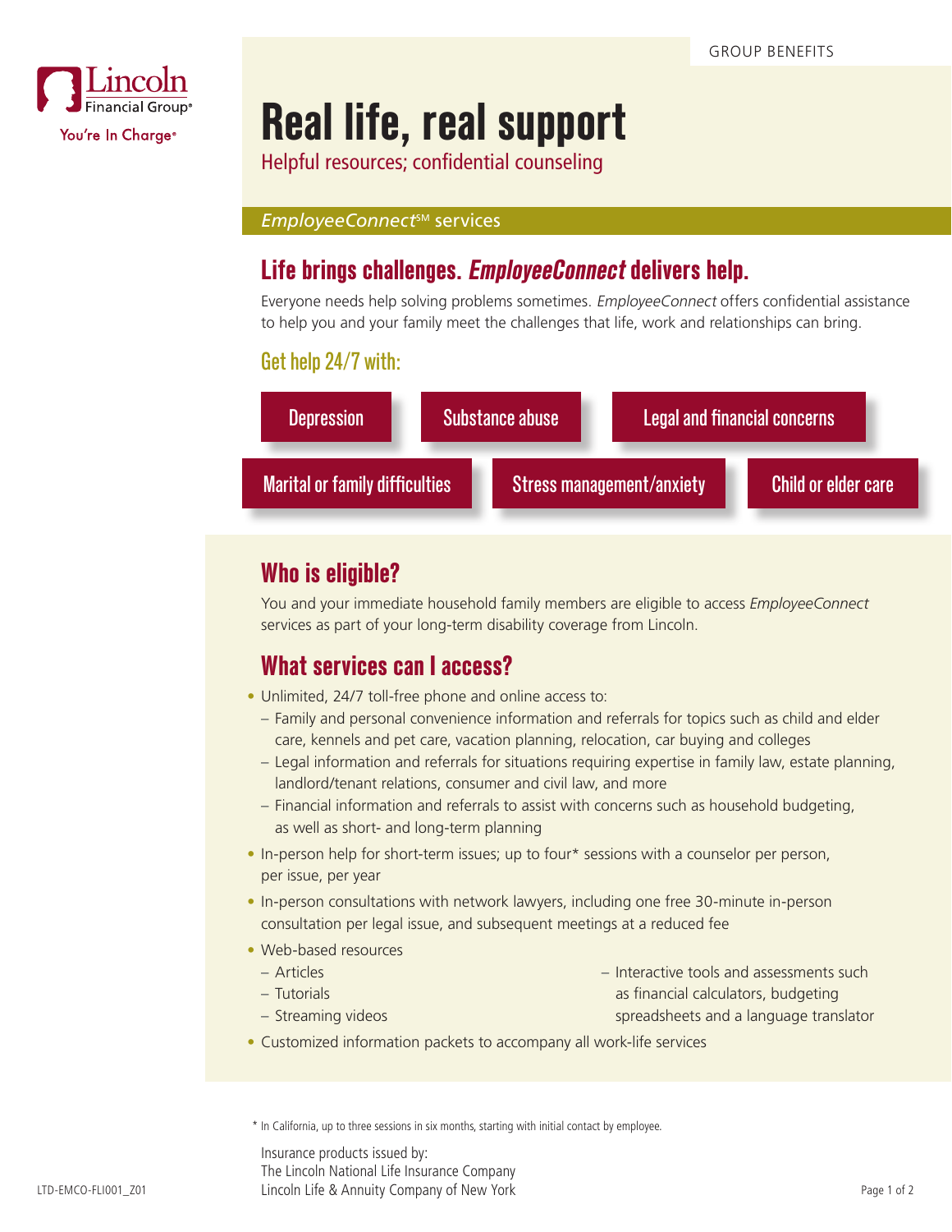Lincoln Financial Group®

You're In Charge®

GROUP BENEFITS

# Real life, real support

Helpful resources; confidential counseling

*EmployeeConnect*SM services

## Life brings challenges. *EmployeeConnect* delivers help.

Everyone needs help solving problems sometimes. *EmployeeConnect* offers confidential assistance to help you and your family meet the challenges that life, work and relationships can bring.

### Get help 24/7 with:

- Depression
- Substance abuse
- Legal and financial concerns
- Marital or family difficulties
- Stress management/anxiety
- Child or elder care

## Who is eligible?

You and your immediate household family members are eligible to access *EmployeeConnect* services as part of your long-term disability coverage from Lincoln.

## What services can I access?

- Unlimited, 24/7 toll-free phone and online access to:
  - Family and personal convenience information and referrals for topics such as child and elder care, kennels and pet care, vacation planning, relocation, car buying and colleges
  - Legal information and referrals for situations requiring expertise in family law, estate planning, landlord/tenant relations, consumer and civil law, and more
  - Financial information and referrals to assist with concerns such as household budgeting, as well as short- and long-term planning
- In-person help for short-term issues; up to four* sessions with a counselor per person, per issue, per year
- In-person consultations with network lawyers, including one free 30-minute in-person consultation per legal issue, and subsequent meetings at a reduced fee
- Web-based resources
  - Articles
  - Tutorials
  - Streaming videos
  - Interactive tools and assessments such as financial calculators, budgeting spreadsheets and a language translator
- Customized information packets to accompany all work-life services

* In California, up to three sessions in six months, starting with initial contact by employee.

Insurance products issued by:
The Lincoln National Life Insurance Company
Lincoln Life & Annuity Company of New York

LTD-EMCO-FLI001_Z01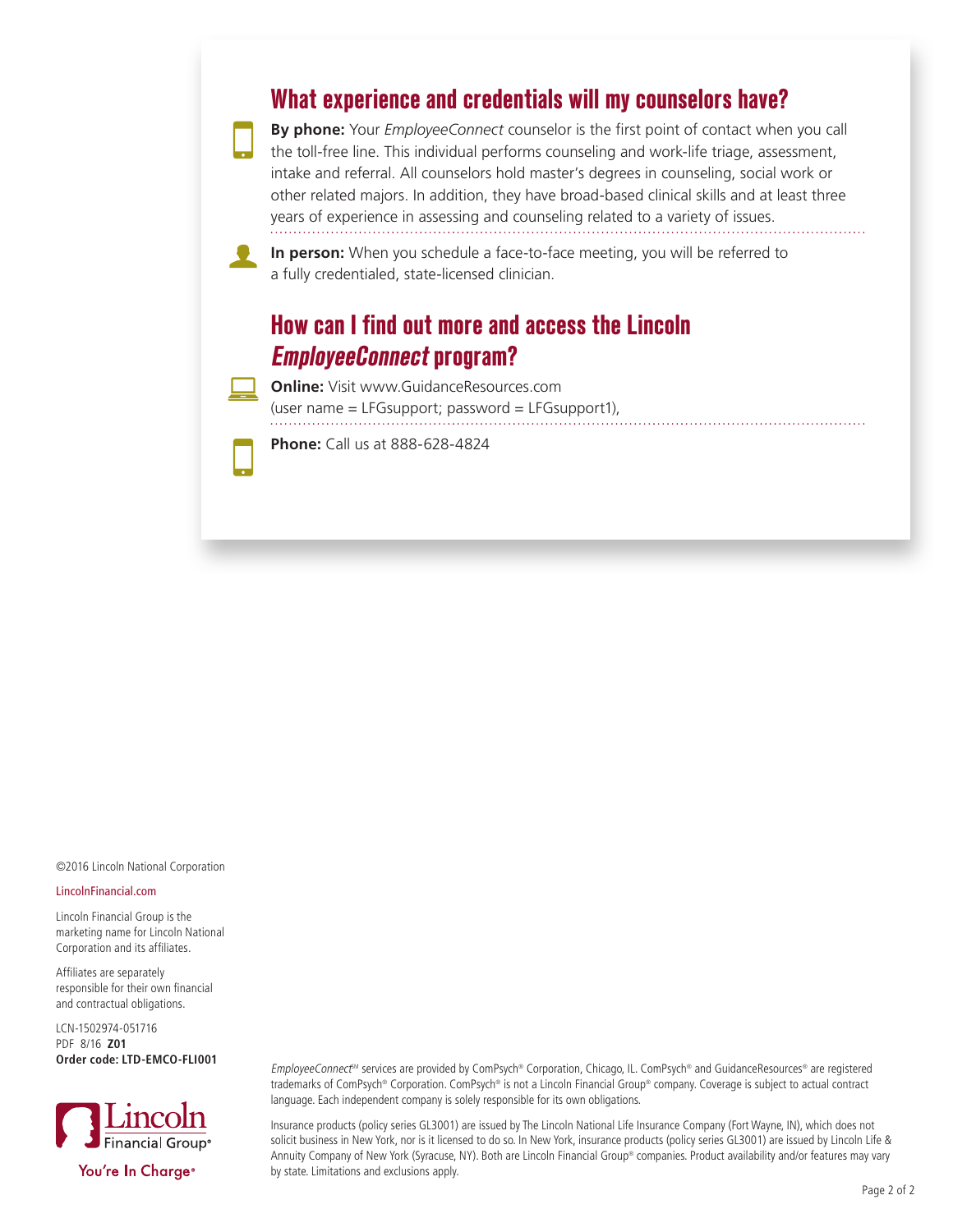## What experience and credentials will my counselors have?

**By phone:** Your *EmployeeConnect* counselor is the first point of contact when you call the toll-free line. This individual performs counseling and work-life triage, assessment, intake and referral. All counselors hold master's degrees in counseling, social work or other related majors. In addition, they have broad-based clinical skills and at least three years of experience in assessing and counseling related to a variety of issues.

**In person:** When you schedule a face-to-face meeting, you will be referred to a fully credentialed, state-licensed clinician.

## How can I find out more and access the Lincoln *EmployeeConnect* program?

**Online:** Visit www.GuidanceResources.com
(user name = LFGsupport; password = LFGsupport1),

**Phone:** Call us at 888-628-4824

©2016 Lincoln National Corporation

LincolnFinancial.com

Lincoln Financial Group is the marketing name for Lincoln National Corporation and its affiliates.

Affiliates are separately responsible for their own financial and contractual obligations.

LCN-1502974-051716
PDF 8/16 **Z01**
**Order code: LTD-EMCO-FLI001**

Lincoln Financial Group®
You're In Charge®

*EmployeeConnect*SM services are provided by ComPsych® Corporation, Chicago, IL. ComPsych® and GuidanceResources® are registered trademarks of ComPsych® Corporation. ComPsych® is not a Lincoln Financial Group® company. Coverage is subject to actual contract language. Each independent company is solely responsible for its own obligations.

Insurance products (policy series GL3001) are issued by The Lincoln National Life Insurance Company (Fort Wayne, IN), which does not solicit business in New York, nor is it licensed to do so. In New York, insurance products (policy series GL3001) are issued by Lincoln Life & Annuity Company of New York (Syracuse, NY). Both are Lincoln Financial Group® companies. Product availability and/or features may vary by state. Limitations and exclusions apply.